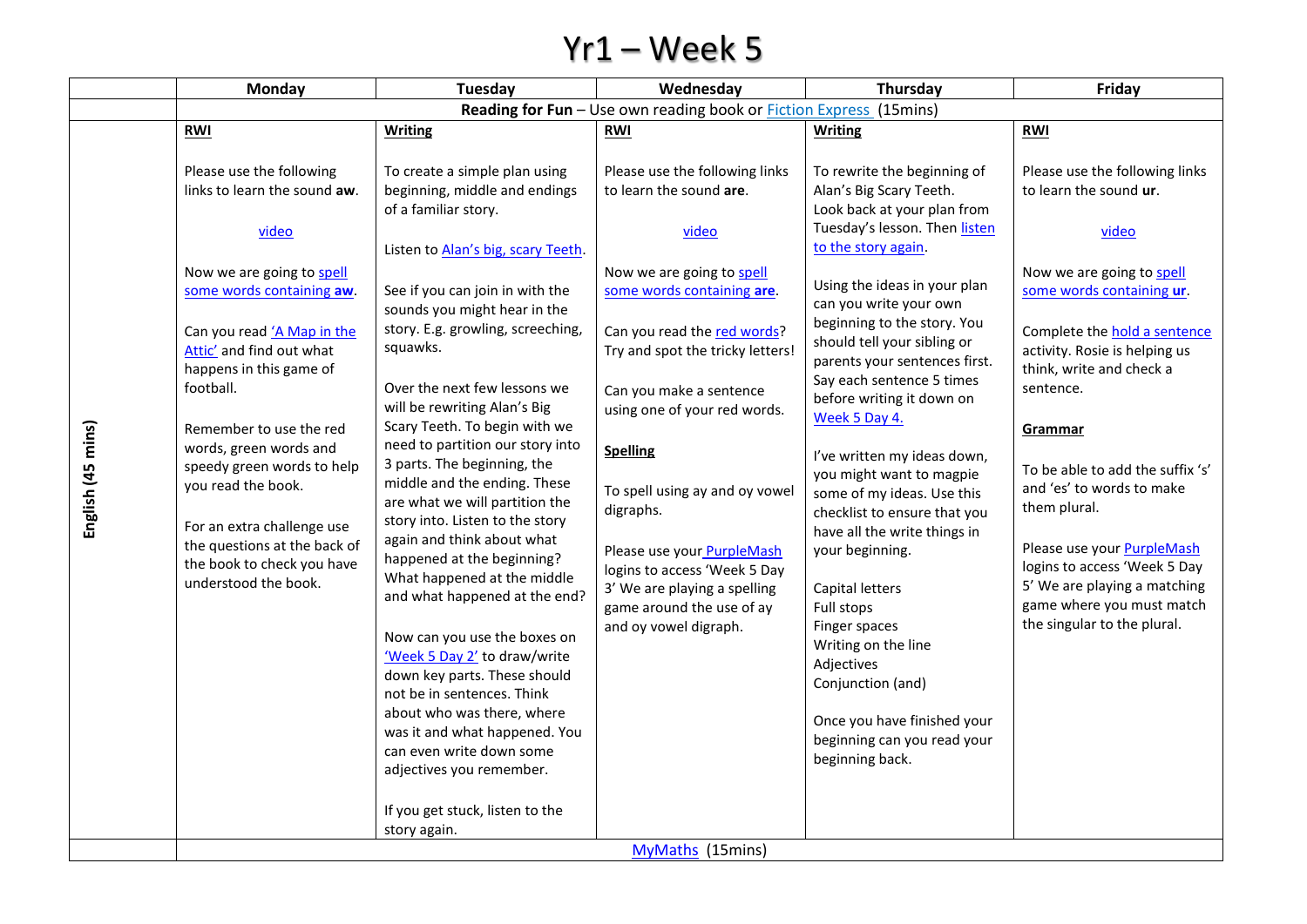# Yr1 – Week 5

| | Monday | Tuesday | Wednesday | Thursday | Friday |
|---|---|---|---|---|---|
| | **Reading for Fun** – Use own reading book or Fiction Express (15mins) | | | | |
| **English (45 mins)** | **RWI**<br><br>Please use the following links to learn the sound **aw**.<br><br>video<br><br>Now we are going to spell some words containing **aw**.<br><br>Can you read 'A Map in the Attic' and find out what happens in this game of football.<br><br>Remember to use the red words, green words and speedy green words to help you read the book.<br><br>For an extra challenge use the questions at the back of the book to check you have understood the book. | **Writing**<br><br>To create a simple plan using beginning, middle and endings of a familiar story.<br><br>Listen to Alan's big, scary Teeth.<br><br>See if you can join in with the sounds you might hear in the story. E.g. growling, screeching, squawks.<br><br>Over the next few lessons we will be rewriting Alan's Big Scary Teeth. To begin with we need to partition our story into 3 parts. The beginning, the middle and the ending. These are what we will partition the story into. Listen to the story again and think about what happened at the beginning? What happened at the middle and what happened at the end?<br><br>Now can you use the boxes on 'Week 5 Day 2' to draw/write down key parts. These should not be in sentences. Think about who was there, where was it and what happened. You can even write down some adjectives you remember.<br><br>If you get stuck, listen to the story again. | **RWI**<br><br>Please use the following links to learn the sound **are**.<br><br>video<br><br>Now we are going to spell some words containing **are**.<br><br>Can you read the red words? Try and spot the tricky letters!<br><br>Can you make a sentence using one of your red words.<br><br>**Spelling**<br><br>To spell using ay and oy vowel digraphs.<br><br>Please use your PurpleMash logins to access 'Week 5 Day 3' We are playing a spelling game around the use of ay and oy vowel digraph. | **Writing**<br><br>To rewrite the beginning of Alan's Big Scary Teeth. Look back at your plan from Tuesday's lesson. Then listen to the story again.<br><br>Using the ideas in your plan can you write your own beginning to the story. You should tell your sibling or parents your sentences first. Say each sentence 5 times before writing it down on Week 5 Day 4.<br><br>I've written my ideas down, you might want to magpie some of my ideas. Use this checklist to ensure that you have all the write things in your beginning.<br><br>Capital letters<br>Full stops<br>Finger spaces<br>Writing on the line<br>Adjectives<br>Conjunction (and)<br><br>Once you have finished your beginning can you read your beginning back. | **RWI**<br><br>Please use the following links to learn the sound **ur**.<br><br>video<br><br>Now we are going to spell some words containing **ur**.<br><br>Complete the hold a sentence activity. Rosie is helping us think, write and check a sentence.<br><br>**Grammar**<br><br>To be able to add the suffix 's' and 'es' to words to make them plural.<br><br>Please use your PurpleMash logins to access 'Week 5 Day 5' We are playing a matching game where you must match the singular to the plural. |
| | MyMaths (15mins) | | | | |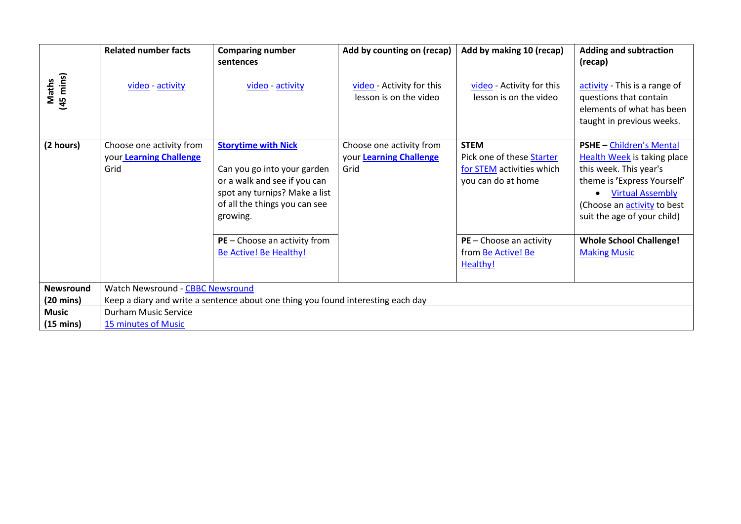| | | | | | |
|---|---|---|---|---|---|
| **Maths (45 mins)** | **Related number facts**<br><br>video - activity | **Comparing number sentences**<br><br>video - activity | **Add by counting on (recap)**<br><br>video - Activity for this lesson is on the video | **Add by making 10 (recap)**<br><br>video - Activity for this lesson is on the video | **Adding and subtraction (recap)**<br><br>activity - This is a range of questions that contain elements of what has been taught in previous weeks. |
| **(2 hours)** | Choose one activity from your **Learning Challenge** Grid | **Storytime with Nick**<br><br>Can you go into your garden or a walk and see if you can spot any turnips? Make a list of all the things you can see growing.<br><br>**PE** – Choose an activity from Be Active! Be Healthy! | Choose one activity from your **Learning Challenge** Grid | **STEM**<br>Pick one of these Starter for STEM activities which you can do at home<br><br>**PE** – Choose an activity from Be Active! Be Healthy! | **PSHE –** Children's Mental Health Week is taking place this week. This year's theme is 'Express Yourself'<br>• Virtual Assembly<br>(Choose an activity to best suit the age of your child)<br><br>**Whole School Challenge!**<br>Making Music |
| **Newsround (20 mins)** | Watch Newsround - CBBC Newsround<br>Keep a diary and write a sentence about one thing you found interesting each day | | | | |
| **Music (15 mins)** | Durham Music Service<br>15 minutes of Music | | | | |